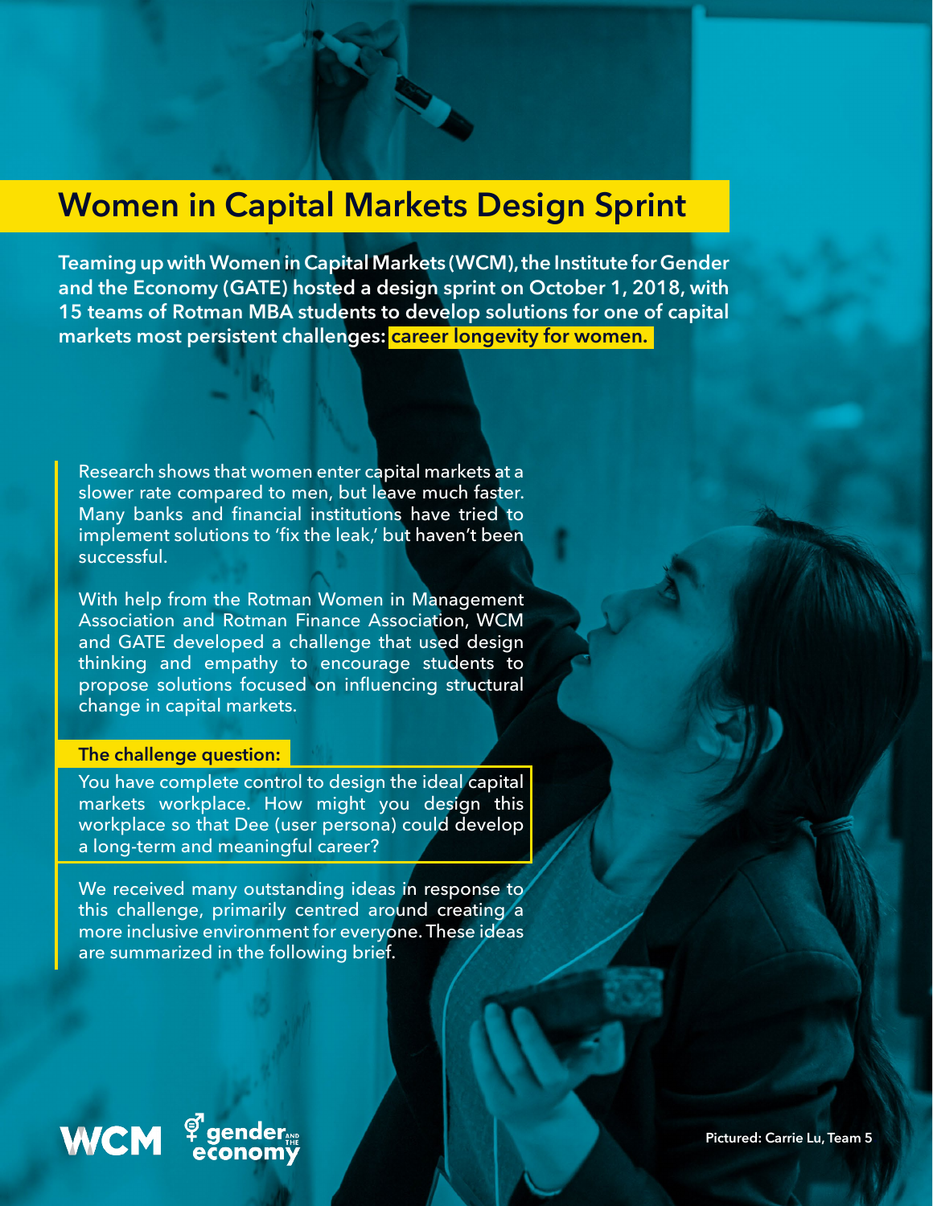# Women in Capital Markets Design Sprint

**Teaming up with Women in Capital Markets (WCM), the Institute for Gender and the Economy (GATE) hosted a design sprint on October 1, 2018, with 15 teams of Rotman MBA students to develop solutions for one of capital markets most persistent challenges: career longevity for women.**

Research shows that women enter capital markets at a slower rate compared to men, but leave much faster. Many banks and financial institutions have tried to implement solutions to 'fix the leak,' but haven't been successful.

With help from the Rotman Women in Management Association and Rotman Finance Association, WCM and GATE developed a challenge that used design thinking and empathy to encourage students to propose solutions focused on influencing structural change in capital markets.

**The challenge question:**

You have complete control to design the ideal capital markets workplace. How might you design this workplace so that Dee (user persona) could develop a long-term and meaningful career?

We received many outstanding ideas in response to this challenge, primarily centred around creating a more inclusive environment for everyone. These ideas are summarized in the following brief.

WCM gender and the economy

Pictured: Carrie Lu, Team 5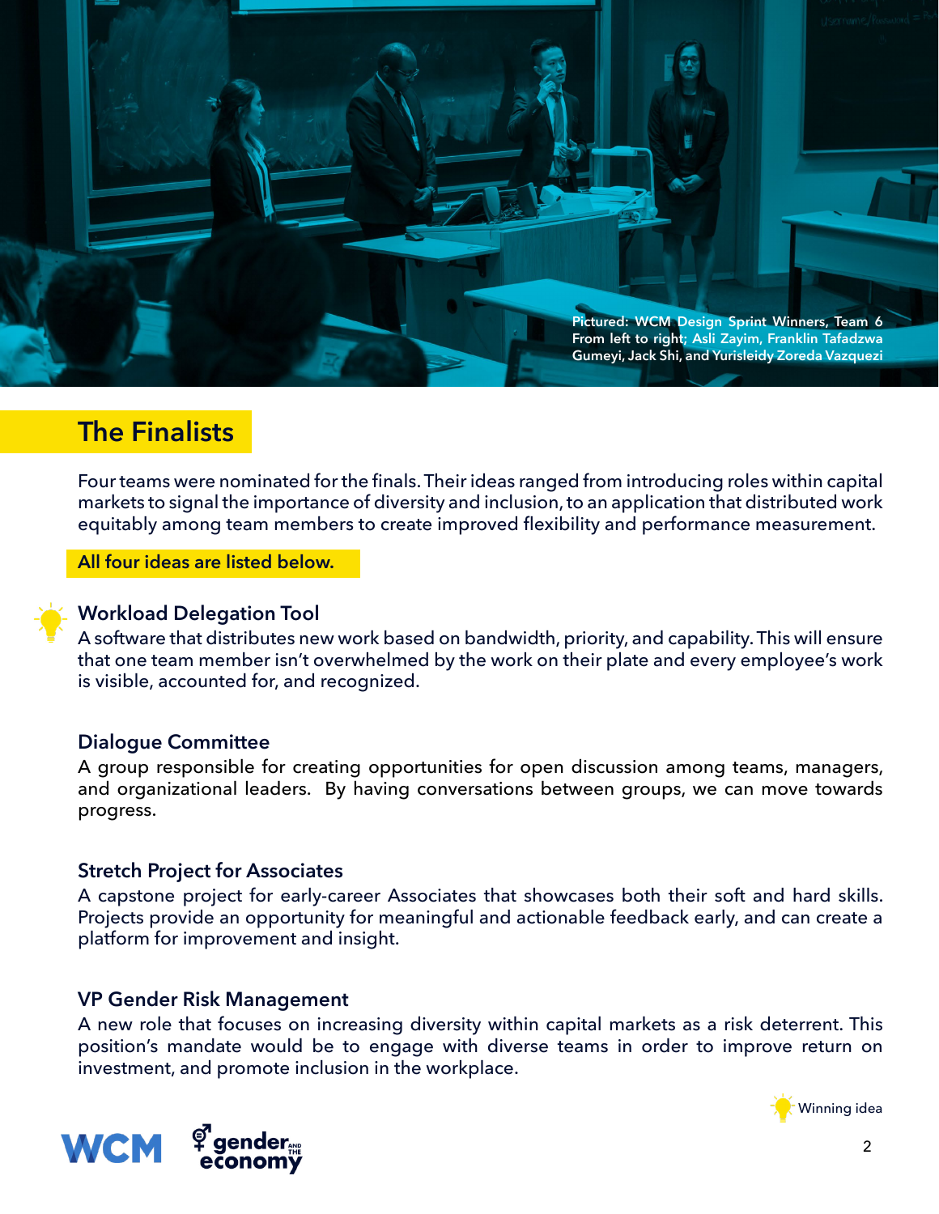Pictured: WCM Design Sprint Winners, Team 6
From left to right; Asli Zayim, Franklin Tafadzwa Gumeyi, Jack Shi, and Yurisleidy Zoreda Vazquezi

## The Finalists

Four teams were nominated for the finals. Their ideas ranged from introducing roles within capital markets to signal the importance of diversity and inclusion, to an application that distributed work equitably among team members to create improved flexibility and performance measurement.

**All four ideas are listed below.**

### Workload Delegation Tool

A software that distributes new work based on bandwidth, priority, and capability. This will ensure that one team member isn't overwhelmed by the work on their plate and every employee's work is visible, accounted for, and recognized.

### Dialogue Committee

A group responsible for creating opportunities for open discussion among teams, managers, and organizational leaders. By having conversations between groups, we can move towards progress.

### Stretch Project for Associates

A capstone project for early-career Associates that showcases both their soft and hard skills. Projects provide an opportunity for meaningful and actionable feedback early, and can create a platform for improvement and insight.

### VP Gender Risk Management

A new role that focuses on increasing diversity within capital markets as a risk deterrent. This position's mandate would be to engage with diverse teams in order to improve return on investment, and promote inclusion in the workplace.

Winning idea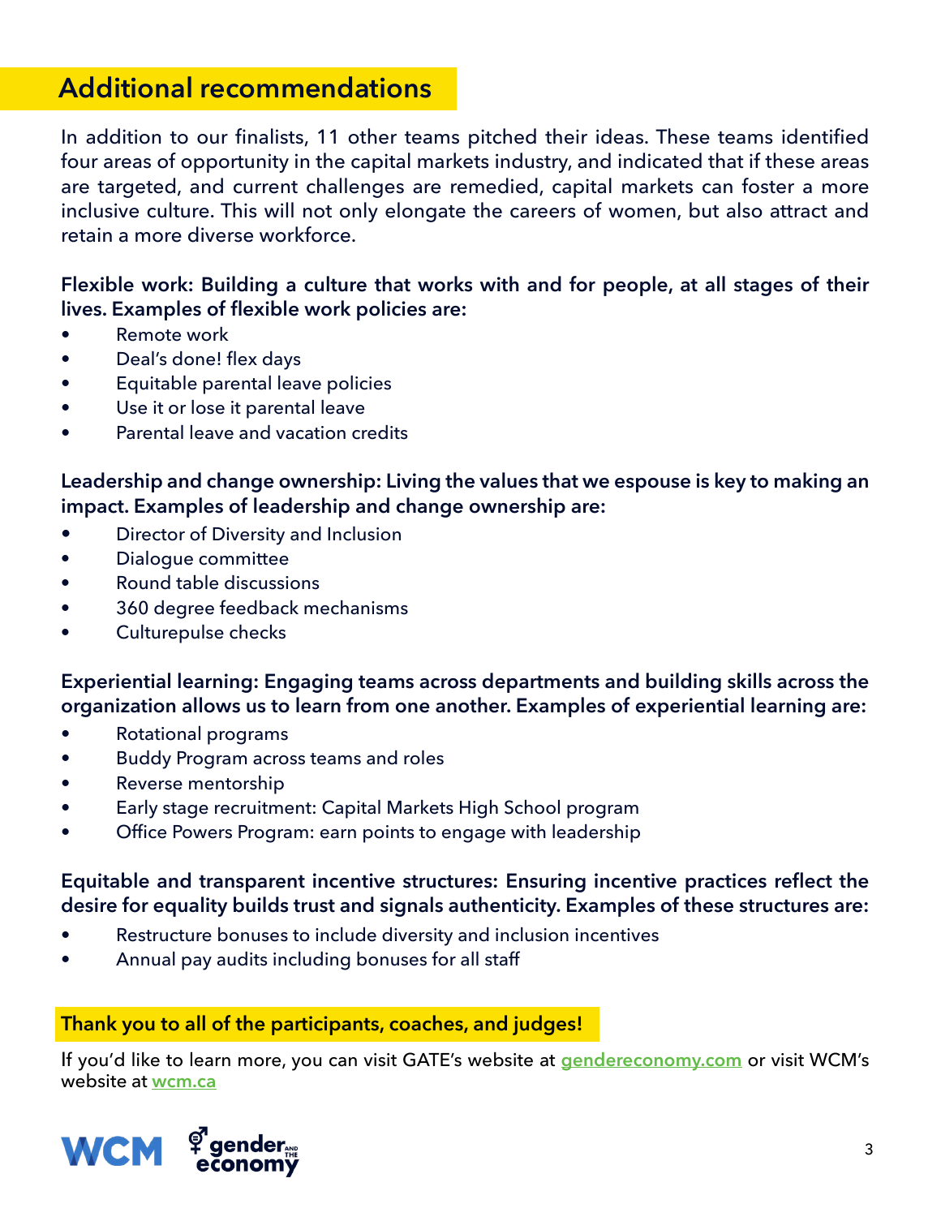## Additional recommendations

In addition to our finalists, 11 other teams pitched their ideas. These teams identified four areas of opportunity in the capital markets industry, and indicated that if these areas are targeted, and current challenges are remedied, capital markets can foster a more inclusive culture. This will not only elongate the careers of women, but also attract and retain a more diverse workforce.

**Flexible work: Building a culture that works with and for people, at all stages of their lives. Examples of flexible work policies are:**

- Remote work
- Deal's done! flex days
- Equitable parental leave policies
- Use it or lose it parental leave
- Parental leave and vacation credits

**Leadership and change ownership: Living the values that we espouse is key to making an impact. Examples of leadership and change ownership are:**

- Director of Diversity and Inclusion
- Dialogue committee
- Round table discussions
- 360 degree feedback mechanisms
- Culturepulse checks

**Experiential learning: Engaging teams across departments and building skills across the organization allows us to learn from one another. Examples of experiential learning are:**

- Rotational programs
- Buddy Program across teams and roles
- Reverse mentorship
- Early stage recruitment: Capital Markets High School program
- Office Powers Program: earn points to engage with leadership

**Equitable and transparent incentive structures: Ensuring incentive practices reflect the desire for equality builds trust and signals authenticity. Examples of these structures are:**

- Restructure bonuses to include diversity and inclusion incentives
- Annual pay audits including bonuses for all staff

**Thank you to all of the participants, coaches, and judges!**

If you'd like to learn more, you can visit GATE's website at [gendereconomy.com](gendereconomy.com) or visit WCM's website at [wcm.ca](wcm.ca)

WCM gender and the economy